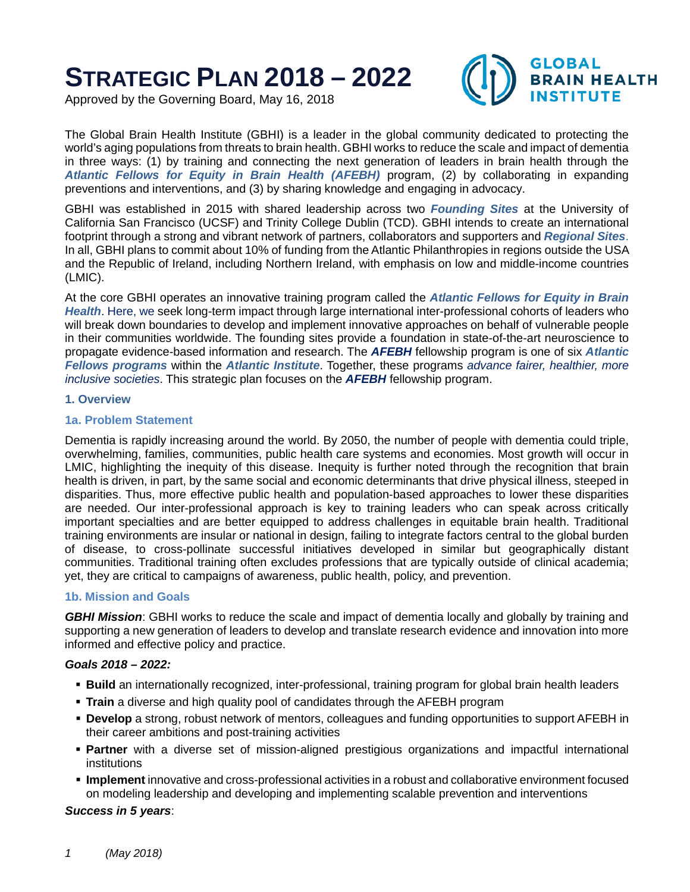# STRATEGIC PLAN 2018 – 2022

Approved by the Governing Board, May 16, 2018

GLOBAL BRAIN HEALTH INSTITUTE

The Global Brain Health Institute (GBHI) is a leader in the global community dedicated to protecting the world's aging populations from threats to brain health. GBHI works to reduce the scale and impact of dementia in three ways: (1) by training and connecting the next generation of leaders in brain health through the ***Atlantic Fellows for Equity in Brain Health (AFEBH)*** program, (2) by collaborating in expanding preventions and interventions, and (3) by sharing knowledge and engaging in advocacy.

GBHI was established in 2015 with shared leadership across two ***Founding Sites*** at the University of California San Francisco (UCSF) and Trinity College Dublin (TCD). GBHI intends to create an international footprint through a strong and vibrant network of partners, collaborators and supporters and ***Regional Sites***. In all, GBHI plans to commit about 10% of funding from the Atlantic Philanthropies in regions outside the USA and the Republic of Ireland, including Northern Ireland, with emphasis on low and middle-income countries (LMIC).

At the core GBHI operates an innovative training program called the ***Atlantic Fellows for Equity in Brain Health***. Here, we seek long-term impact through large international inter-professional cohorts of leaders who will break down boundaries to develop and implement innovative approaches on behalf of vulnerable people in their communities worldwide. The founding sites provide a foundation in state-of-the-art neuroscience to propagate evidence-based information and research. The ***AFEBH*** fellowship program is one of six ***Atlantic Fellows programs*** within the ***Atlantic Institute***. Together, these programs *advance fairer, healthier, more inclusive societies*. This strategic plan focuses on the ***AFEBH*** fellowship program.

## 1. Overview

### 1a. Problem Statement

Dementia is rapidly increasing around the world. By 2050, the number of people with dementia could triple, overwhelming, families, communities, public health care systems and economies. Most growth will occur in LMIC, highlighting the inequity of this disease. Inequity is further noted through the recognition that brain health is driven, in part, by the same social and economic determinants that drive physical illness, steeped in disparities. Thus, more effective public health and population-based approaches to lower these disparities are needed. Our inter-professional approach is key to training leaders who can speak across critically important specialties and are better equipped to address challenges in equitable brain health. Traditional training environments are insular or national in design, failing to integrate factors central to the global burden of disease, to cross-pollinate successful initiatives developed in similar but geographically distant communities. Traditional training often excludes professions that are typically outside of clinical academia; yet, they are critical to campaigns of awareness, public health, policy, and prevention.

### 1b. Mission and Goals

***GBHI Mission***: GBHI works to reduce the scale and impact of dementia locally and globally by training and supporting a new generation of leaders to develop and translate research evidence and innovation into more informed and effective policy and practice.

***Goals 2018 – 2022:***

- **Build** an internationally recognized, inter-professional, training program for global brain health leaders
- **Train** a diverse and high quality pool of candidates through the AFEBH program
- **Develop** a strong, robust network of mentors, colleagues and funding opportunities to support AFEBH in their career ambitions and post-training activities
- **Partner** with a diverse set of mission-aligned prestigious organizations and impactful international institutions
- **Implement** innovative and cross-professional activities in a robust and collaborative environment focused on modeling leadership and developing and implementing scalable prevention and interventions

***Success in 5 years***: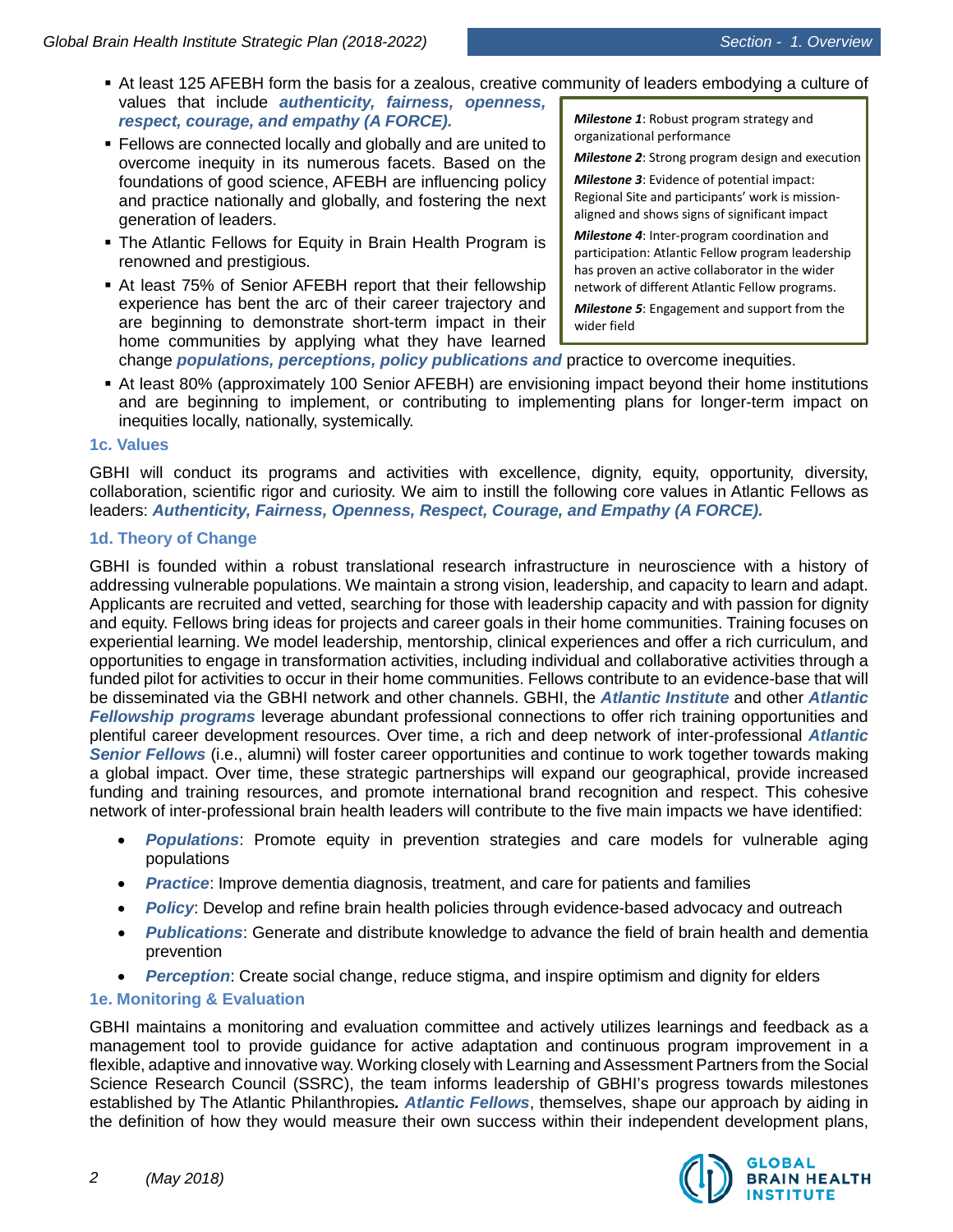- At least 125 AFEBH form the basis for a zealous, creative community of leaders embodying a culture of values that include ***authenticity, fairness, openness, respect, courage, and empathy (A FORCE).***
- Fellows are connected locally and globally and are united to overcome inequity in its numerous facets. Based on the foundations of good science, AFEBH are influencing policy and practice nationally and globally, and fostering the next generation of leaders.
- The Atlantic Fellows for Equity in Brain Health Program is renowned and prestigious.
- At least 75% of Senior AFEBH report that their fellowship experience has bent the arc of their career trajectory and are beginning to demonstrate short-term impact in their home communities by applying what they have learned change ***populations, perceptions, policy publications and*** practice to overcome inequities.
- At least 80% (approximately 100 Senior AFEBH) are envisioning impact beyond their home institutions and are beginning to implement, or contributing to implementing plans for longer-term impact on inequities locally, nationally, systemically.

> ***Milestone 1***: Robust program strategy and organizational performance
>
> ***Milestone 2***: Strong program design and execution
>
> ***Milestone 3***: Evidence of potential impact: Regional Site and participants' work is mission-aligned and shows signs of significant impact
>
> ***Milestone 4***: Inter-program coordination and participation: Atlantic Fellow program leadership has proven an active collaborator in the wider network of different Atlantic Fellow programs.
>
> ***Milestone 5***: Engagement and support from the wider field

### 1c. Values

GBHI will conduct its programs and activities with excellence, dignity, equity, opportunity, diversity, collaboration, scientific rigor and curiosity. We aim to instill the following core values in Atlantic Fellows as leaders: ***Authenticity, Fairness, Openness, Respect, Courage, and Empathy (A FORCE).***

### 1d. Theory of Change

GBHI is founded within a robust translational research infrastructure in neuroscience with a history of addressing vulnerable populations. We maintain a strong vision, leadership, and capacity to learn and adapt. Applicants are recruited and vetted, searching for those with leadership capacity and with passion for dignity and equity. Fellows bring ideas for projects and career goals in their home communities. Training focuses on experiential learning. We model leadership, mentorship, clinical experiences and offer a rich curriculum, and opportunities to engage in transformation activities, including individual and collaborative activities through a funded pilot for activities to occur in their home communities. Fellows contribute to an evidence-base that will be disseminated via the GBHI network and other channels. GBHI, the ***Atlantic Institute*** and other ***Atlantic Fellowship programs*** leverage abundant professional connections to offer rich training opportunities and plentiful career development resources. Over time, a rich and deep network of inter-professional ***Atlantic Senior Fellows*** (i.e., alumni) will foster career opportunities and continue to work together towards making a global impact. Over time, these strategic partnerships will expand our geographical, provide increased funding and training resources, and promote international brand recognition and respect. This cohesive network of inter-professional brain health leaders will contribute to the five main impacts we have identified:

- ***Populations***: Promote equity in prevention strategies and care models for vulnerable aging populations
- ***Practice***: Improve dementia diagnosis, treatment, and care for patients and families
- ***Policy***: Develop and refine brain health policies through evidence-based advocacy and outreach
- ***Publications***: Generate and distribute knowledge to advance the field of brain health and dementia prevention
- ***Perception***: Create social change, reduce stigma, and inspire optimism and dignity for elders

### 1e. Monitoring & Evaluation

GBHI maintains a monitoring and evaluation committee and actively utilizes learnings and feedback as a management tool to provide guidance for active adaptation and continuous program improvement in a flexible, adaptive and innovative way. Working closely with Learning and Assessment Partners from the Social Science Research Council (SSRC), the team informs leadership of GBHI's progress towards milestones established by The Atlantic Philanthropies. ***Atlantic Fellows***, themselves, shape our approach by aiding in the definition of how they would measure their own success within their independent development plans,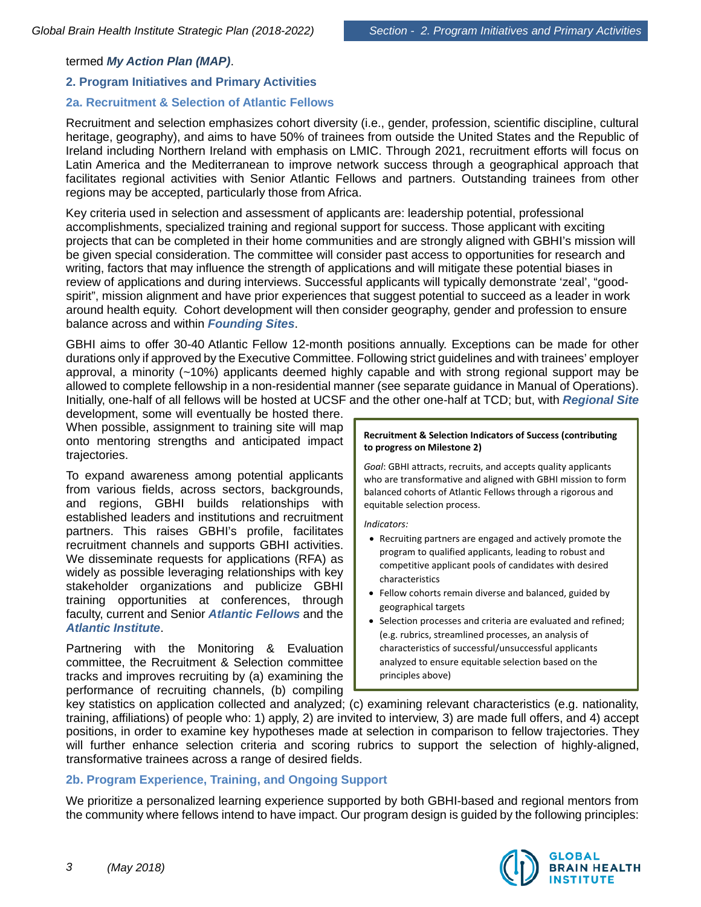termed ***My Action Plan (MAP)***.

## 2. Program Initiatives and Primary Activities

### 2a. Recruitment & Selection of Atlantic Fellows

Recruitment and selection emphasizes cohort diversity (i.e., gender, profession, scientific discipline, cultural heritage, geography), and aims to have 50% of trainees from outside the United States and the Republic of Ireland including Northern Ireland with emphasis on LMIC. Through 2021, recruitment efforts will focus on Latin America and the Mediterranean to improve network success through a geographical approach that facilitates regional activities with Senior Atlantic Fellows and partners. Outstanding trainees from other regions may be accepted, particularly those from Africa.

Key criteria used in selection and assessment of applicants are: leadership potential, professional accomplishments, specialized training and regional support for success. Those applicant with exciting projects that can be completed in their home communities and are strongly aligned with GBHI's mission will be given special consideration. The committee will consider past access to opportunities for research and writing, factors that may influence the strength of applications and will mitigate these potential biases in review of applications and during interviews. Successful applicants will typically demonstrate 'zeal', "good-spirit", mission alignment and have prior experiences that suggest potential to succeed as a leader in work around health equity. Cohort development will then consider geography, gender and profession to ensure balance across and within ***Founding Sites***.

GBHI aims to offer 30-40 Atlantic Fellow 12-month positions annually. Exceptions can be made for other durations only if approved by the Executive Committee. Following strict guidelines and with trainees' employer approval, a minority (~10%) applicants deemed highly capable and with strong regional support may be allowed to complete fellowship in a non-residential manner (see separate guidance in Manual of Operations). Initially, one-half of all fellows will be hosted at UCSF and the other one-half at TCD; but, with ***Regional Site*** development, some will eventually be hosted there. When possible, assignment to training site will map onto mentoring strengths and anticipated impact trajectories.

To expand awareness among potential applicants from various fields, across sectors, backgrounds, and regions, GBHI builds relationships with established leaders and institutions and recruitment partners. This raises GBHI's profile, facilitates recruitment channels and supports GBHI activities. We disseminate requests for applications (RFA) as widely as possible leveraging relationships with key stakeholder organizations and publicize GBHI training opportunities at conferences, through faculty, current and Senior ***Atlantic Fellows*** and the ***Atlantic Institute***.

Partnering with the Monitoring & Evaluation committee, the Recruitment & Selection committee tracks and improves recruiting by (a) examining the performance of recruiting channels, (b) compiling key statistics on application collected and analyzed; (c) examining relevant characteristics (e.g. nationality, training, affiliations) of people who: 1) apply, 2) are invited to interview, 3) are made full offers, and 4) accept positions, in order to examine key hypotheses made at selection in comparison to fellow trajectories. They will further enhance selection criteria and scoring rubrics to support the selection of highly-aligned, transformative trainees across a range of desired fields.

> **Recruitment & Selection Indicators of Success (contributing to progress on Milestone 2)**
>
> *Goal*: GBHI attracts, recruits, and accepts quality applicants who are transformative and aligned with GBHI mission to form balanced cohorts of Atlantic Fellows through a rigorous and equitable selection process.
>
> *Indicators:*
>
> - Recruiting partners are engaged and actively promote the program to qualified applicants, leading to robust and competitive applicant pools of candidates with desired characteristics
> - Fellow cohorts remain diverse and balanced, guided by geographical targets
> - Selection processes and criteria are evaluated and refined; (e.g. rubrics, streamlined processes, an analysis of characteristics of successful/unsuccessful applicants analyzed to ensure equitable selection based on the principles above)

### 2b. Program Experience, Training, and Ongoing Support

We prioritize a personalized learning experience supported by both GBHI-based and regional mentors from the community where fellows intend to have impact. Our program design is guided by the following principles: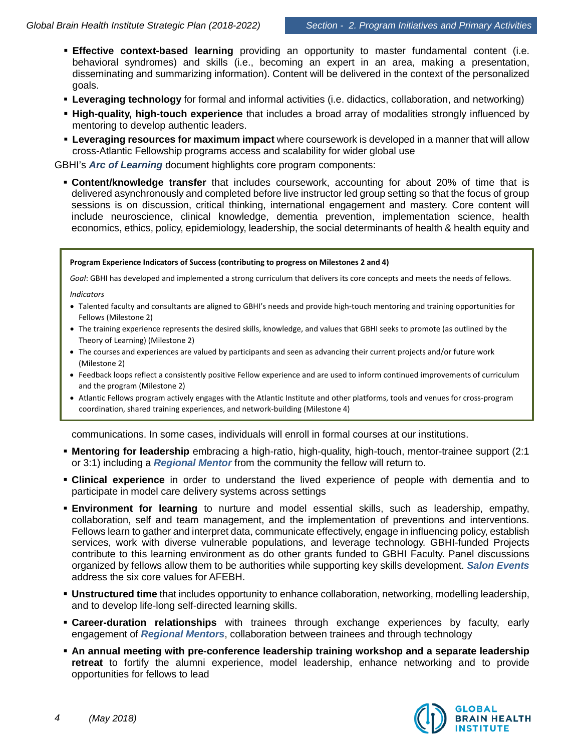- **Effective context-based learning** providing an opportunity to master fundamental content (i.e. behavioral syndromes) and skills (i.e., becoming an expert in an area, making a presentation, disseminating and summarizing information). Content will be delivered in the context of the personalized goals.
- **Leveraging technology** for formal and informal activities (i.e. didactics, collaboration, and networking)
- **High-quality, high-touch experience** that includes a broad array of modalities strongly influenced by mentoring to develop authentic leaders.
- **Leveraging resources for maximum impact** where coursework is developed in a manner that will allow cross-Atlantic Fellowship programs access and scalability for wider global use

GBHI's ***Arc of Learning*** document highlights core program components:

- **Content/knowledge transfer** that includes coursework, accounting for about 20% of time that is delivered asynchronously and completed before live instructor led group setting so that the focus of group sessions is on discussion, critical thinking, international engagement and mastery. Core content will include neuroscience, clinical knowledge, dementia prevention, implementation science, health economics, ethics, policy, epidemiology, leadership, the social determinants of health & health equity and communications. In some cases, individuals will enroll in formal courses at our institutions.
- **Mentoring for leadership** embracing a high-ratio, high-quality, high-touch, mentor-trainee support (2:1 or 3:1) including a ***Regional Mentor*** from the community the fellow will return to.
- **Clinical experience** in order to understand the lived experience of people with dementia and to participate in model care delivery systems across settings
- **Environment for learning** to nurture and model essential skills, such as leadership, empathy, collaboration, self and team management, and the implementation of preventions and interventions. Fellows learn to gather and interpret data, communicate effectively, engage in influencing policy, establish services, work with diverse vulnerable populations, and leverage technology. GBHI-funded Projects contribute to this learning environment as do other grants funded to GBHI Faculty. Panel discussions organized by fellows allow them to be authorities while supporting key skills development. ***Salon Events*** address the six core values for AFEBH.
- **Unstructured time** that includes opportunity to enhance collaboration, networking, modelling leadership, and to develop life-long self-directed learning skills.
- **Career-duration relationships** with trainees through exchange experiences by faculty, early engagement of ***Regional Mentors***, collaboration between trainees and through technology
- **An annual meeting with pre-conference leadership training workshop and a separate leadership retreat** to fortify the alumni experience, model leadership, enhance networking and to provide opportunities for fellows to lead

> **Program Experience Indicators of Success (contributing to progress on Milestones 2 and 4)**
>
> *Goal*: GBHI has developed and implemented a strong curriculum that delivers its core concepts and meets the needs of fellows.
>
> *Indicators*
>
> - Talented faculty and consultants are aligned to GBHI's needs and provide high-touch mentoring and training opportunities for Fellows (Milestone 2)
> - The training experience represents the desired skills, knowledge, and values that GBHI seeks to promote (as outlined by the Theory of Learning) (Milestone 2)
> - The courses and experiences are valued by participants and seen as advancing their current projects and/or future work (Milestone 2)
> - Feedback loops reflect a consistently positive Fellow experience and are used to inform continued improvements of curriculum and the program (Milestone 2)
> - Atlantic Fellows program actively engages with the Atlantic Institute and other platforms, tools and venues for cross-program coordination, shared training experiences, and network-building (Milestone 4)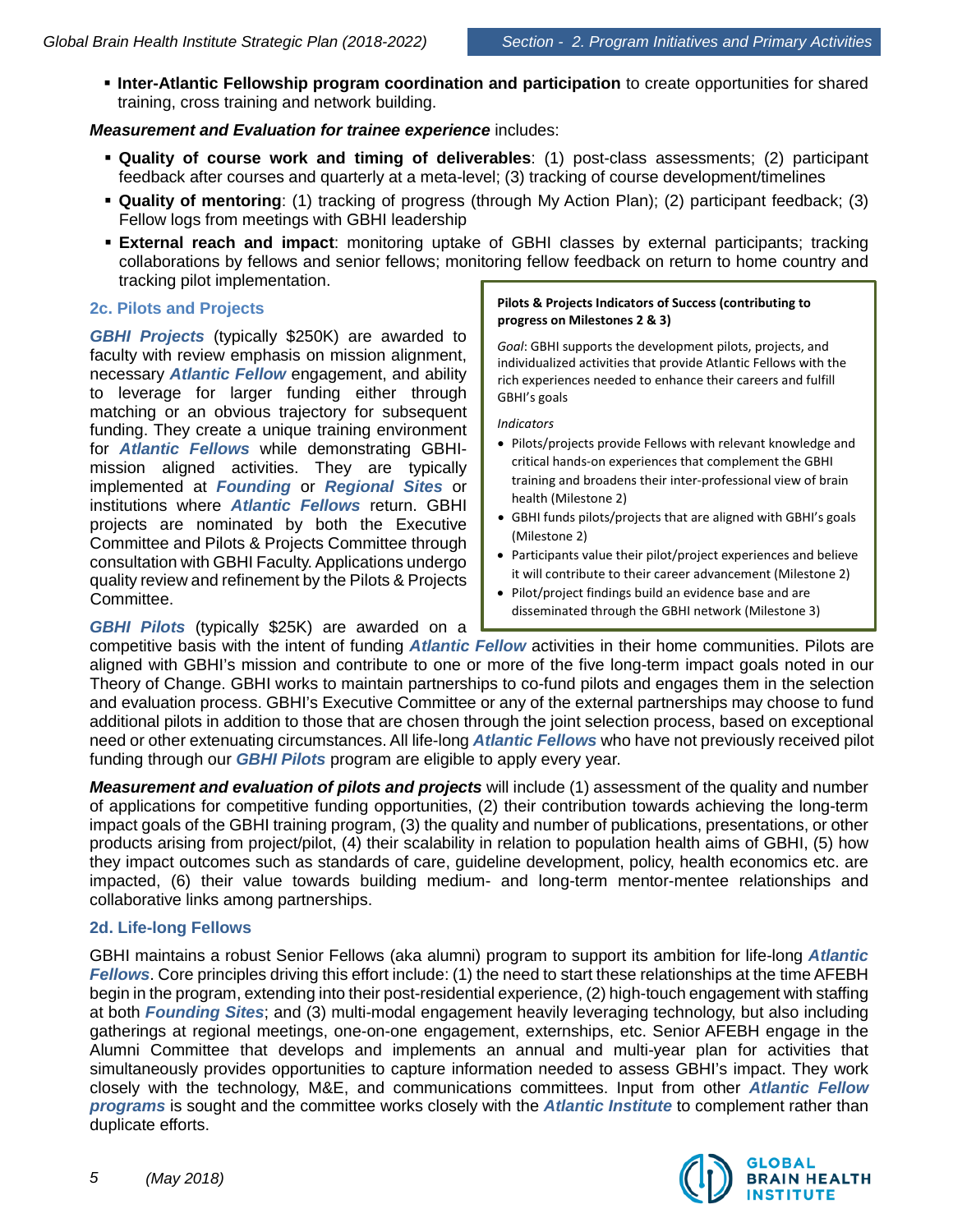- **Inter-Atlantic Fellowship program coordination and participation** to create opportunities for shared training, cross training and network building.

***Measurement and Evaluation for trainee experience*** includes:

- **Quality of course work and timing of deliverables**: (1) post-class assessments; (2) participant feedback after courses and quarterly at a meta-level; (3) tracking of course development/timelines
- **Quality of mentoring**: (1) tracking of progress (through My Action Plan); (2) participant feedback; (3) Fellow logs from meetings with GBHI leadership
- **External reach and impact**: monitoring uptake of GBHI classes by external participants; tracking collaborations by fellows and senior fellows; monitoring fellow feedback on return to home country and tracking pilot implementation.

### 2c. Pilots and Projects

***GBHI Projects*** (typically $250K) are awarded to faculty with review emphasis on mission alignment, necessary ***Atlantic Fellow*** engagement, and ability to leverage for larger funding either through matching or an obvious trajectory for subsequent funding. They create a unique training environment for ***Atlantic Fellows*** while demonstrating GBHI-mission aligned activities. They are typically implemented at ***Founding*** or ***Regional Sites*** or institutions where ***Atlantic Fellows*** return. GBHI projects are nominated by both the Executive Committee and Pilots & Projects Committee through consultation with GBHI Faculty. Applications undergo quality review and refinement by the Pilots & Projects Committee.

> **Pilots & Projects Indicators of Success (contributing to progress on Milestones 2 & 3)**
>
> *Goal*: GBHI supports the development pilots, projects, and individualized activities that provide Atlantic Fellows with the rich experiences needed to enhance their careers and fulfill GBHI's goals
>
> *Indicators*
>
> - Pilots/projects provide Fellows with relevant knowledge and critical hands-on experiences that complement the GBHI training and broadens their inter-professional view of brain health (Milestone 2)
> - GBHI funds pilots/projects that are aligned with GBHI's goals (Milestone 2)
> - Participants value their pilot/project experiences and believe it will contribute to their career advancement (Milestone 2)
> - Pilot/project findings build an evidence base and are disseminated through the GBHI network (Milestone 3)

***GBHI Pilots*** (typically $25K) are awarded on a competitive basis with the intent of funding ***Atlantic Fellow*** activities in their home communities. Pilots are aligned with GBHI's mission and contribute to one or more of the five long-term impact goals noted in our Theory of Change. GBHI works to maintain partnerships to co-fund pilots and engages them in the selection and evaluation process. GBHI's Executive Committee or any of the external partnerships may choose to fund additional pilots in addition to those that are chosen through the joint selection process, based on exceptional need or other extenuating circumstances. All life-long ***Atlantic Fellows*** who have not previously received pilot funding through our ***GBHI Pilots*** program are eligible to apply every year.

***Measurement and evaluation of pilots and projects*** will include (1) assessment of the quality and number of applications for competitive funding opportunities, (2) their contribution towards achieving the long-term impact goals of the GBHI training program, (3) the quality and number of publications, presentations, or other products arising from project/pilot, (4) their scalability in relation to population health aims of GBHI, (5) how they impact outcomes such as standards of care, guideline development, policy, health economics etc. are impacted, (6) their value towards building medium- and long-term mentor-mentee relationships and collaborative links among partnerships.

### 2d. Life-long Fellows

GBHI maintains a robust Senior Fellows (aka alumni) program to support its ambition for life-long ***Atlantic Fellows***. Core principles driving this effort include: (1) the need to start these relationships at the time AFEBH begin in the program, extending into their post-residential experience, (2) high-touch engagement with staffing at both ***Founding Sites***; and (3) multi-modal engagement heavily leveraging technology, but also including gatherings at regional meetings, one-on-one engagement, externships, etc. Senior AFEBH engage in the Alumni Committee that develops and implements an annual and multi-year plan for activities that simultaneously provides opportunities to capture information needed to assess GBHI's impact. They work closely with the technology, M&E, and communications committees. Input from other ***Atlantic Fellow programs*** is sought and the committee works closely with the ***Atlantic Institute*** to complement rather than duplicate efforts.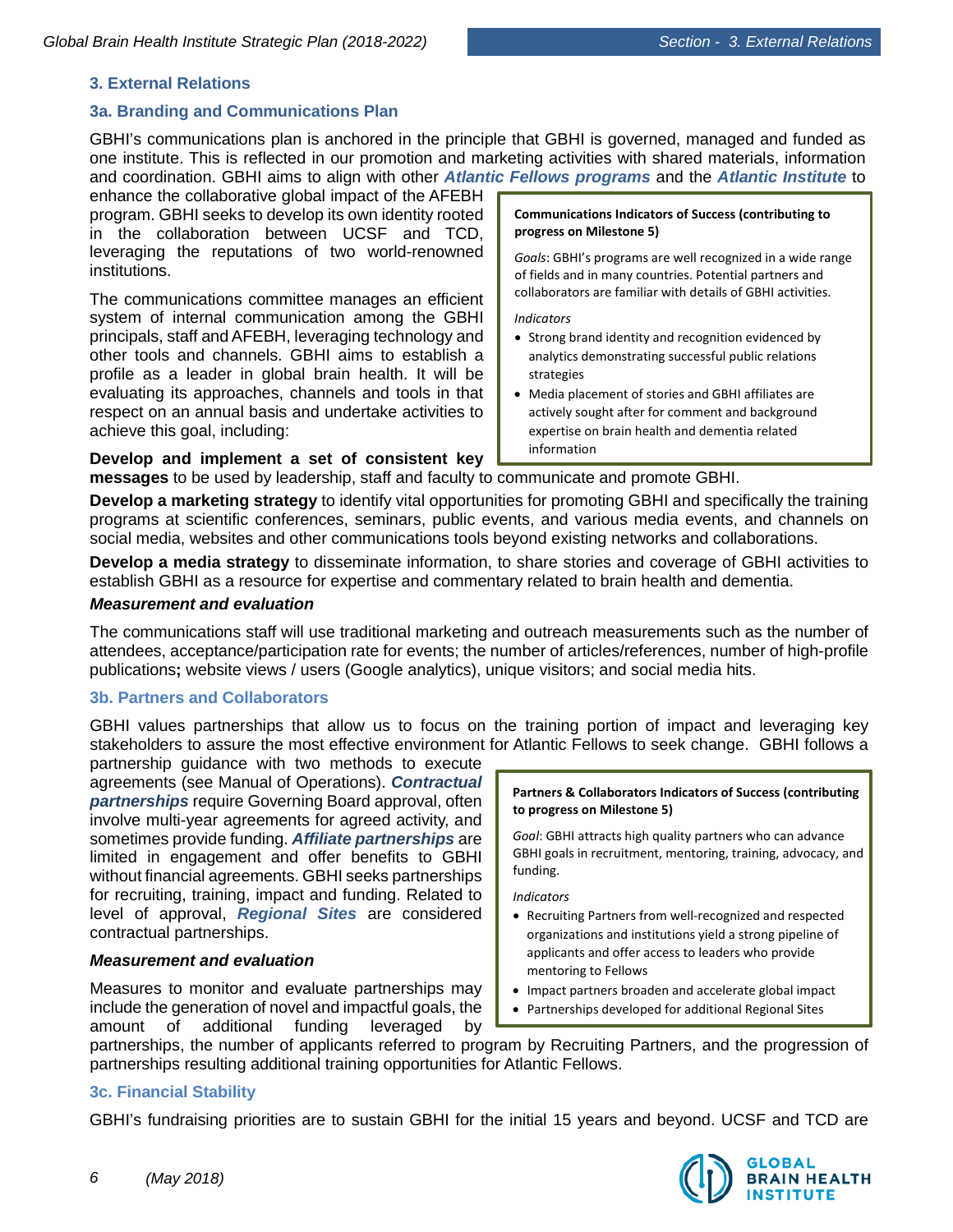## 3. External Relations

### 3a. Branding and Communications Plan

GBHI's communications plan is anchored in the principle that GBHI is governed, managed and funded as one institute. This is reflected in our promotion and marketing activities with shared materials, information and coordination. GBHI aims to align with other ***Atlantic Fellows programs*** and the ***Atlantic Institute*** to enhance the collaborative global impact of the AFEBH program. GBHI seeks to develop its own identity rooted in the collaboration between UCSF and TCD, leveraging the reputations of two world-renowned institutions.

The communications committee manages an efficient system of internal communication among the GBHI principals, staff and AFEBH, leveraging technology and other tools and channels. GBHI aims to establish a profile as a leader in global brain health. It will be evaluating its approaches, channels and tools in that respect on an annual basis and undertake activities to achieve this goal, including:

> **Communications Indicators of Success (contributing to progress on Milestone 5)**
>
> *Goals*: GBHI's programs are well recognized in a wide range of fields and in many countries. Potential partners and collaborators are familiar with details of GBHI activities.
>
> *Indicators*
>
> - Strong brand identity and recognition evidenced by analytics demonstrating successful public relations strategies
> - Media placement of stories and GBHI affiliates are actively sought after for comment and background expertise on brain health and dementia related information

**Develop and implement a set of consistent key messages** to be used by leadership, staff and faculty to communicate and promote GBHI.

**Develop a marketing strategy** to identify vital opportunities for promoting GBHI and specifically the training programs at scientific conferences, seminars, public events, and various media events, and channels on social media, websites and other communications tools beyond existing networks and collaborations.

**Develop a media strategy** to disseminate information, to share stories and coverage of GBHI activities to establish GBHI as a resource for expertise and commentary related to brain health and dementia.

***Measurement and evaluation***

The communications staff will use traditional marketing and outreach measurements such as the number of attendees, acceptance/participation rate for events; the number of articles/references, number of high-profile publications**;** website views / users (Google analytics), unique visitors; and social media hits.

### 3b. Partners and Collaborators

GBHI values partnerships that allow us to focus on the training portion of impact and leveraging key stakeholders to assure the most effective environment for Atlantic Fellows to seek change. GBHI follows a partnership guidance with two methods to execute agreements (see Manual of Operations). ***Contractual partnerships*** require Governing Board approval, often involve multi-year agreements for agreed activity, and sometimes provide funding. ***Affiliate partnerships*** are limited in engagement and offer benefits to GBHI without financial agreements. GBHI seeks partnerships for recruiting, training, impact and funding. Related to level of approval, ***Regional Sites*** are considered contractual partnerships.

> **Partners & Collaborators Indicators of Success (contributing to progress on Milestone 5)**
>
> *Goal*: GBHI attracts high quality partners who can advance GBHI goals in recruitment, mentoring, training, advocacy, and funding.
>
> *Indicators*
>
> - Recruiting Partners from well-recognized and respected organizations and institutions yield a strong pipeline of applicants and offer access to leaders who provide mentoring to Fellows
> - Impact partners broaden and accelerate global impact
> - Partnerships developed for additional Regional Sites

***Measurement and evaluation***

Measures to monitor and evaluate partnerships may include the generation of novel and impactful goals, the amount of additional funding leveraged by partnerships, the number of applicants referred to program by Recruiting Partners, and the progression of partnerships resulting additional training opportunities for Atlantic Fellows.

### 3c. Financial Stability

GBHI's fundraising priorities are to sustain GBHI for the initial 15 years and beyond. UCSF and TCD are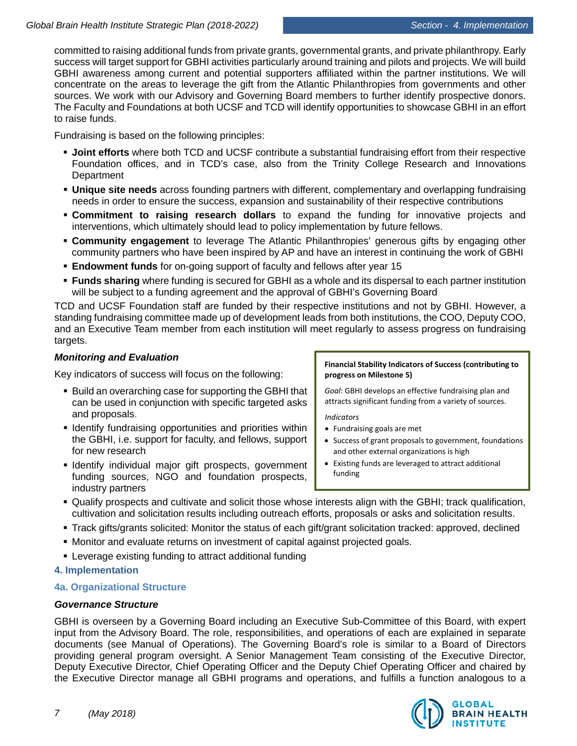committed to raising additional funds from private grants, governmental grants, and private philanthropy. Early success will target support for GBHI activities particularly around training and pilots and projects. We will build GBHI awareness among current and potential supporters affiliated within the partner institutions. We will concentrate on the areas to leverage the gift from the Atlantic Philanthropies from governments and other sources. We work with our Advisory and Governing Board members to further identify prospective donors. The Faculty and Foundations at both UCSF and TCD will identify opportunities to showcase GBHI in an effort to raise funds.

Fundraising is based on the following principles:

- **Joint efforts** where both TCD and UCSF contribute a substantial fundraising effort from their respective Foundation offices, and in TCD's case, also from the Trinity College Research and Innovations Department
- **Unique site needs** across founding partners with different, complementary and overlapping fundraising needs in order to ensure the success, expansion and sustainability of their respective contributions
- **Commitment to raising research dollars** to expand the funding for innovative projects and interventions, which ultimately should lead to policy implementation by future fellows.
- **Community engagement** to leverage The Atlantic Philanthropies' generous gifts by engaging other community partners who have been inspired by AP and have an interest in continuing the work of GBHI
- **Endowment funds** for on-going support of faculty and fellows after year 15
- **Funds sharing** where funding is secured for GBHI as a whole and its dispersal to each partner institution will be subject to a funding agreement and the approval of GBHI's Governing Board

TCD and UCSF Foundation staff are funded by their respective institutions and not by GBHI. However, a standing fundraising committee made up of development leads from both institutions, the COO, Deputy COO, and an Executive Team member from each institution will meet regularly to assess progress on fundraising targets.

***Monitoring and Evaluation***

Key indicators of success will focus on the following:

- Build an overarching case for supporting the GBHI that can be used in conjunction with specific targeted asks and proposals.
- Identify fundraising opportunities and priorities within the GBHI, i.e. support for faculty, and fellows, support for new research
- Identify individual major gift prospects, government funding sources, NGO and foundation prospects, industry partners
- Qualify prospects and cultivate and solicit those whose interests align with the GBHI; track qualification, cultivation and solicitation results including outreach efforts, proposals or asks and solicitation results.
- Track gifts/grants solicited: Monitor the status of each gift/grant solicitation tracked: approved, declined
- Monitor and evaluate returns on investment of capital against projected goals.
- Leverage existing funding to attract additional funding

> **Financial Stability Indicators of Success (contributing to progress on Milestone 5)**
>
> *Goal*: GBHI develops an effective fundraising plan and attracts significant funding from a variety of sources.
>
> *Indicators*
>
> - Fundraising goals are met
> - Success of grant proposals to government, foundations and other external organizations is high
> - Existing funds are leveraged to attract additional funding

## 4. Implementation

### 4a. Organizational Structure

***Governance Structure***

GBHI is overseen by a Governing Board including an Executive Sub-Committee of this Board, with expert input from the Advisory Board. The role, responsibilities, and operations of each are explained in separate documents (see Manual of Operations). The Governing Board's role is similar to a Board of Directors providing general program oversight. A Senior Management Team consisting of the Executive Director, Deputy Executive Director, Chief Operating Officer and the Deputy Chief Operating Officer and chaired by the Executive Director manage all GBHI programs and operations, and fulfills a function analogous to a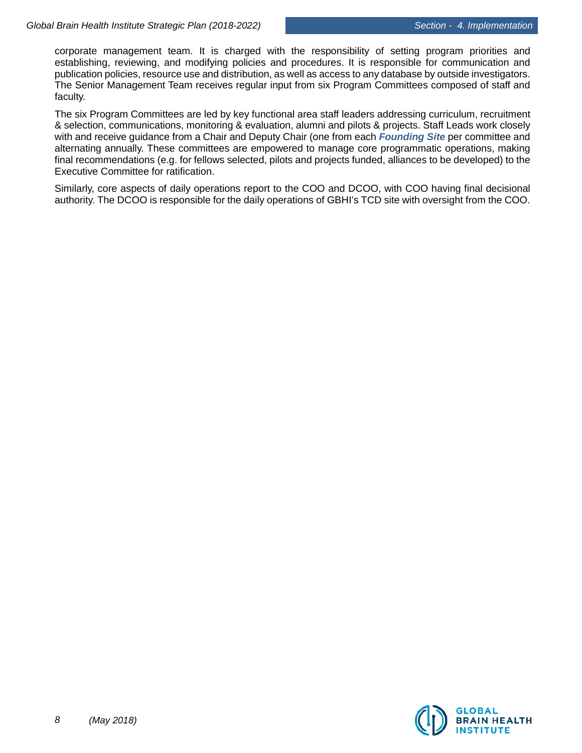corporate management team. It is charged with the responsibility of setting program priorities and establishing, reviewing, and modifying policies and procedures. It is responsible for communication and publication policies, resource use and distribution, as well as access to any database by outside investigators. The Senior Management Team receives regular input from six Program Committees composed of staff and faculty.

The six Program Committees are led by key functional area staff leaders addressing curriculum, recruitment & selection, communications, monitoring & evaluation, alumni and pilots & projects. Staff Leads work closely with and receive guidance from a Chair and Deputy Chair (one from each ***Founding Site*** per committee and alternating annually. These committees are empowered to manage core programmatic operations, making final recommendations (e.g. for fellows selected, pilots and projects funded, alliances to be developed) to the Executive Committee for ratification.

Similarly, core aspects of daily operations report to the COO and DCOO, with COO having final decisional authority. The DCOO is responsible for the daily operations of GBHI's TCD site with oversight from the COO.